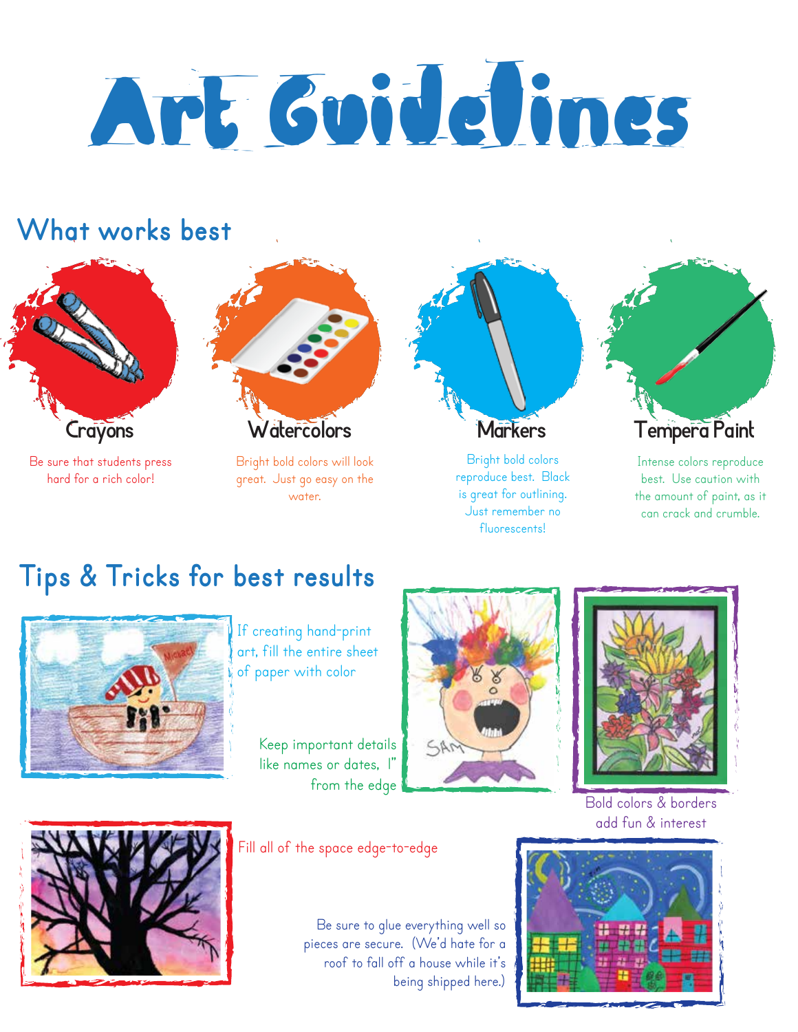# Art Guidelines

## What works best

### Crayons

Be sure that students press hard for a rich color!

### Watercolors

Bright bold colors will look great. Just go easy on the water.

### Markers

Bright bold colors reproduce best. Black is great for outlining. Just remember no fluorescents!

### Tempera Paint

Intense colors reproduce best. Use caution with the amount of paint, as it can crack and crumble.

## Tips & Tricks for best results

If creating hand-print art, fill the entire sheet of paper with color

Keep important details like names or dates, 1" from the edge

Bold colors & borders add fun & interest

Fill all of the space edge-to-edge

Be sure to glue everything well so pieces are secure. (We'd hate for a roof to fall off a house while it's being shipped here.)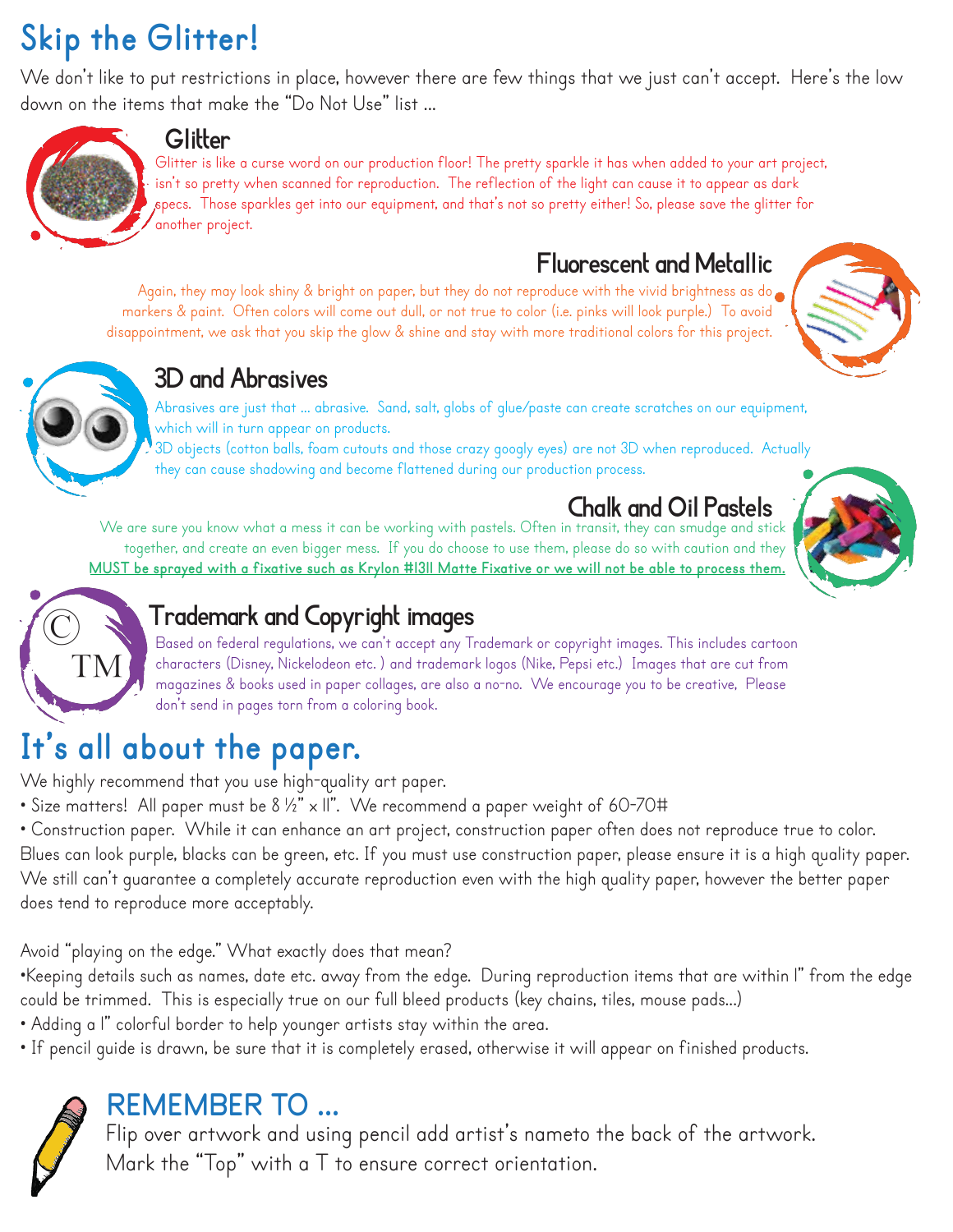# Skip the Glitter!

We don't like to put restrictions in place, however there are few things that we just can't accept. Here's the low down on the items that make the "Do Not Use" list ...

## Glitter

Glitter is like a curse word on our production floor! The pretty sparkle it has when added to your art project, isn't so pretty when scanned for reproduction. The reflection of the light can cause it to appear as dark specs. Those sparkles get into our equipment, and that's not so pretty either! So, please save the glitter for another project.

## Fluorescent and Metallic

Again, they may look shiny & bright on paper, but they do not reproduce with the vivid brightness as do markers & paint. Often colors will come out dull, or not true to color (i.e. pinks will look purple.) To avoid disappointment, we ask that you skip the glow & shine and stay with more traditional colors for this project.

## 3D and Abrasives

Abrasives are just that ... abrasive. Sand, salt, globs of glue/paste can create scratches on our equipment, which will in turn appear on products.

3D objects (cotton balls, foam cutouts and those crazy googly eyes) are not 3D when reproduced. Actually they can cause shadowing and become flattened during our production process.

## Chalk and Oil Pastels

We are sure you know what a mess it can be working with pastels. Often in transit, they can smudge and stick together, and create an even bigger mess. If you do choose to use them, please do so with caution and they **MUST be sprayed with a fixative such as Krylon #1311 Matte Fixative or we will not be able to process them.**

## Trademark and Copyright images

Based on federal regulations, we can't accept any Trademark or copyright images. This includes cartoon characters (Disney, Nickelodeon etc. ) and trademark logos (Nike, Pepsi etc.) Images that are cut from magazines & books used in paper collages, are also a no-no. We encourage you to be creative, Please don't send in pages torn from a coloring book.

# It's all about the paper.

We highly recommend that you use high-quality art paper.

- Size matters! All paper must be 8 ½" x 11". We recommend a paper weight of 60-70#
- Construction paper. While it can enhance an art project, construction paper often does not reproduce true to color. Blues can look purple, blacks can be green, etc. If you must use construction paper, please ensure it is a high quality paper. We still can't guarantee a completely accurate reproduction even with the high quality paper, however the better paper does tend to reproduce more acceptably.

Avoid "playing on the edge." What exactly does that mean?

- Keeping details such as names, date etc. away from the edge. During reproduction items that are within 1" from the edge could be trimmed. This is especially true on our full bleed products (key chains, tiles, mouse pads...)
- Adding a 1" colorful border to help younger artists stay within the area.
- If pencil guide is drawn, be sure that it is completely erased, otherwise it will appear on finished products.

## REMEMBER TO ...

Flip over artwork and using pencil add artist's nameto the back of the artwork.
Mark the "Top" with a T to ensure correct orientation.